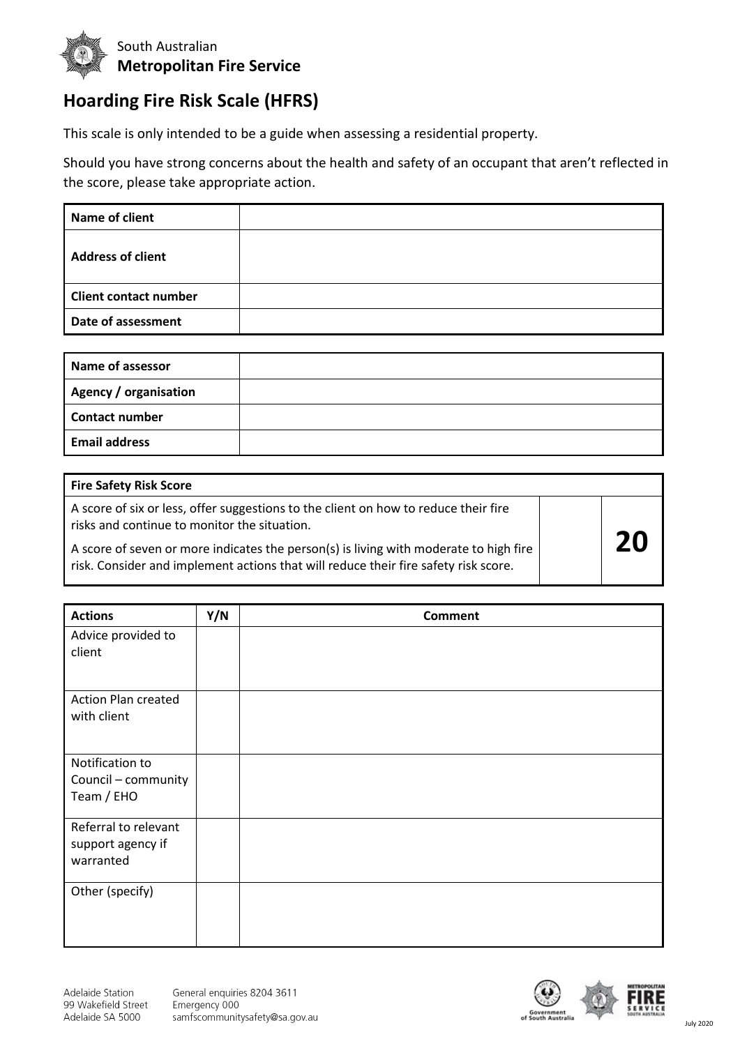South Australian
**Metropolitan Fire Service**

# Hoarding Fire Risk Scale (HFRS)

This scale is only intended to be a guide when assessing a residential property.

Should you have strong concerns about the health and safety of an occupant that aren't reflected in the score, please take appropriate action.

| **Name of client** | |
|---|---|
| **Address of client** | |
| **Client contact number** | |
| **Date of assessment** | |

| **Name of assessor** | |
|---|---|
| **Agency / organisation** | |
| **Contact number** | |
| **Email address** | |

| **Fire Safety Risk Score** | | |
|---|---|---|
| A score of six or less, offer suggestions to the client on how to reduce their fire risks and continue to monitor the situation.<br><br>A score of seven or more indicates the person(s) is living with moderate to high fire risk. Consider and implement actions that will reduce their fire safety risk score. | | **20** |

| **Actions** | **Y/N** | **Comment** |
|---|---|---|
| Advice provided to client | | |
| Action Plan created with client | | |
| Notification to Council – community Team / EHO | | |
| Referral to relevant support agency if warranted | | |
| Other (specify) | | |

Adelaide Station
99 Wakefield Street
Adelaide SA 5000

General enquiries 8204 3611
Emergency 000
samfscommunitysafety@sa.gov.au

July 2020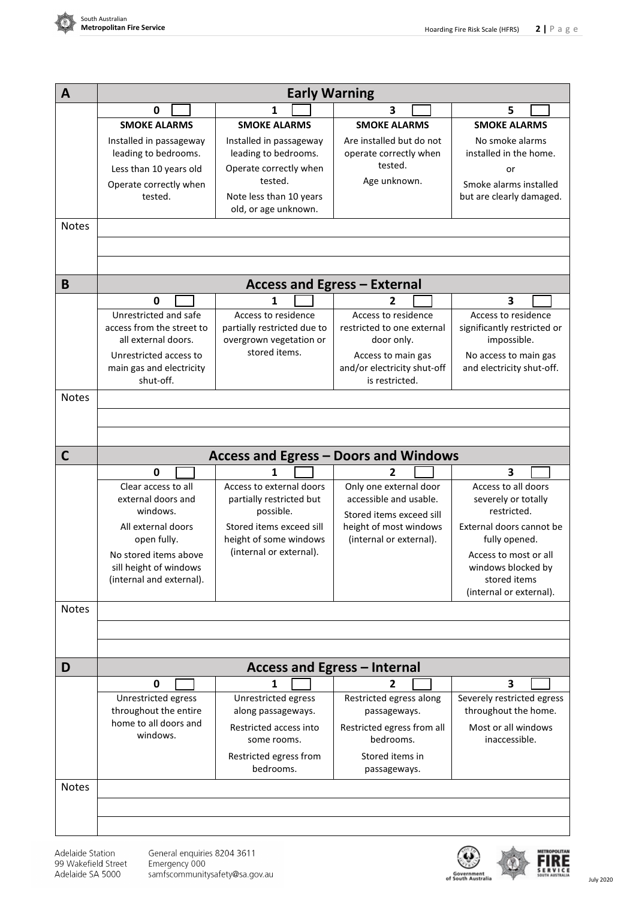## A — Early Warning

| 0 ☐ | 1 ☐ | 3 ☐ | 5 ☐ |
|---|---|---|---|
| **SMOKE ALARMS** | **SMOKE ALARMS** | **SMOKE ALARMS** | **SMOKE ALARMS** |
| Installed in passageway leading to bedrooms. Less than 10 years old Operate correctly when tested. | Installed in passageway leading to bedrooms. Operate correctly when tested. Note less than 10 years old, or age unknown. | Are installed but do not operate correctly when tested. Age unknown. | No smoke alarms installed in the home. or Smoke alarms installed but are clearly damaged. |

Notes

## B — Access and Egress – External

| 0 ☐ | 1 ☐ | 2 ☐ | 3 ☐ |
|---|---|---|---|
| Unrestricted and safe access from the street to all external doors. Unrestricted access to main gas and electricity shut-off. | Access to residence partially restricted due to overgrown vegetation or stored items. | Access to residence restricted to one external door only. Access to main gas and/or electricity shut-off is restricted. | Access to residence significantly restricted or impossible. No access to main gas and electricity shut-off. |

Notes

## C — Access and Egress – Doors and Windows

| 0 ☐ | 1 ☐ | 2 ☐ | 3 ☐ |
|---|---|---|---|
| Clear access to all external doors and windows. All external doors open fully. No stored items above sill height of windows (internal and external). | Access to external doors partially restricted but possible. Stored items exceed sill height of some windows (internal or external). | Only one external door accessible and usable. Stored items exceed sill height of most windows (internal or external). | Access to all doors severely or totally restricted. External doors cannot be fully opened. Access to most or all windows blocked by stored items (internal or external). |

Notes

## D — Access and Egress – Internal

| 0 ☐ | 1 ☐ | 2 ☐ | 3 ☐ |
|---|---|---|---|
| Unrestricted egress throughout the entire home to all doors and windows. | Unrestricted egress along passageways. Restricted access into some rooms. Restricted egress from bedrooms. | Restricted egress along passageways. Restricted egress from all bedrooms. Stored items in passageways. | Severely restricted egress throughout the home. Most or all windows inaccessible. |

Notes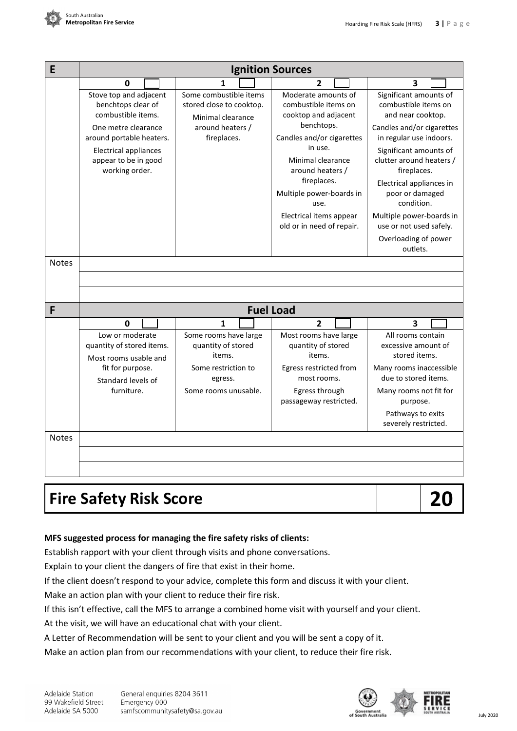| E | Ignition Sources | | | |
|---|---|---|---|---|
| | 0 | 1 | 2 | 3 |
| | Stove top and adjacent benchtops clear of combustible items.<br>One metre clearance around portable heaters.<br>Electrical appliances appear to be in good working order. | Some combustible items stored close to cooktop.<br>Minimal clearance around heaters / fireplaces. | Moderate amounts of combustible items on cooktop and adjacent benchtops.<br>Candles and/or cigarettes in use.<br>Minimal clearance around heaters / fireplaces.<br>Multiple power-boards in use.<br>Electrical items appear old or in need of repair. | Significant amounts of combustible items on and near cooktop.<br>Candles and/or cigarettes in regular use indoors.<br>Significant amounts of clutter around heaters / fireplaces.<br>Electrical appliances in poor or damaged condition.<br>Multiple power-boards in use or not used safely.<br>Overloading of power outlets. |
| Notes | | | | |

| F | Fuel Load | | | |
|---|---|---|---|---|
| | 0 | 1 | 2 | 3 |
| | Low or moderate quantity of stored items.<br>Most rooms usable and fit for purpose.<br>Standard levels of furniture. | Some rooms have large quantity of stored items.<br>Some restriction to egress.<br>Some rooms unusable. | Most rooms have large quantity of stored items.<br>Egress restricted from most rooms.<br>Egress through passageway restricted. | All rooms contain excessive amount of stored items.<br>Many rooms inaccessible due to stored items.<br>Many rooms not fit for purpose.<br>Pathways to exits severely restricted. |
| Notes | | | | |

| **Fire Safety Risk Score** | | **20** |
|---|---|---|

**MFS suggested process for managing the fire safety risks of clients:**

Establish rapport with your client through visits and phone conversations.

Explain to your client the dangers of fire that exist in their home.

If the client doesn't respond to your advice, complete this form and discuss it with your client.

Make an action plan with your client to reduce their fire risk.

If this isn't effective, call the MFS to arrange a combined home visit with yourself and your client.

At the visit, we will have an educational chat with your client.

A Letter of Recommendation will be sent to your client and you will be sent a copy of it.

Make an action plan from our recommendations with your client, to reduce their fire risk.

Adelaide Station
99 Wakefield Street
Adelaide SA 5000

General enquiries 8204 3611
Emergency 000
samfscommunitysafety@sa.gov.au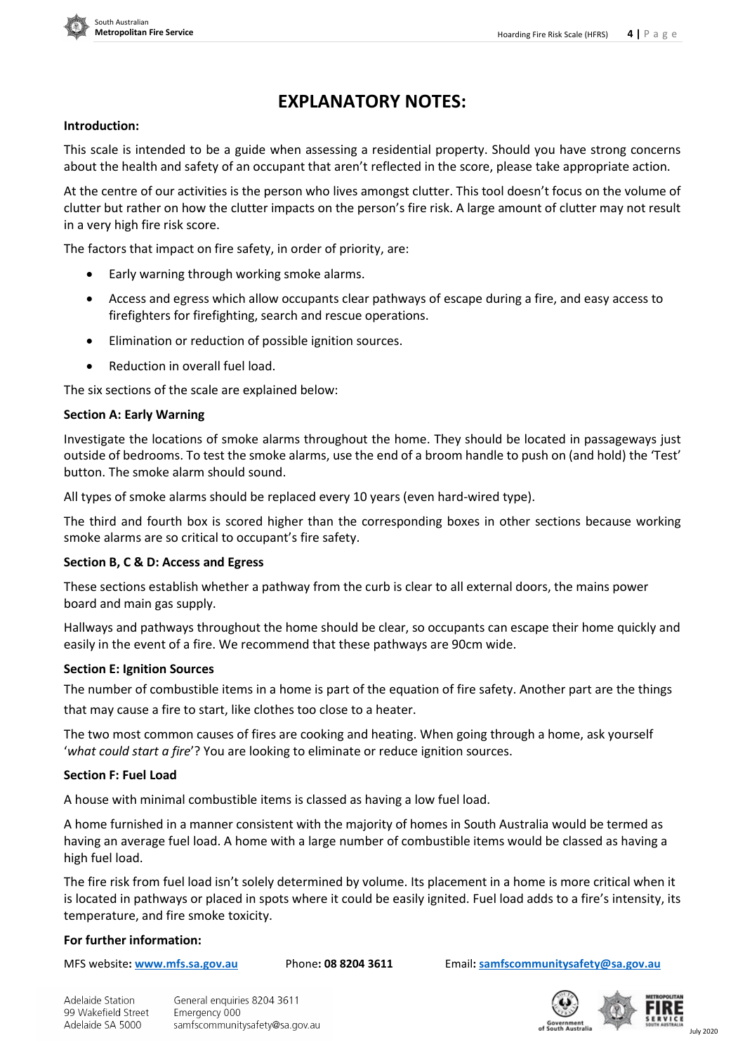# EXPLANATORY NOTES:

**Introduction:**

This scale is intended to be a guide when assessing a residential property. Should you have strong concerns about the health and safety of an occupant that aren't reflected in the score, please take appropriate action.

At the centre of our activities is the person who lives amongst clutter. This tool doesn't focus on the volume of clutter but rather on how the clutter impacts on the person's fire risk. A large amount of clutter may not result in a very high fire risk score.

The factors that impact on fire safety, in order of priority, are:

- Early warning through working smoke alarms.
- Access and egress which allow occupants clear pathways of escape during a fire, and easy access to firefighters for firefighting, search and rescue operations.
- Elimination or reduction of possible ignition sources.
- Reduction in overall fuel load.

The six sections of the scale are explained below:

**Section A: Early Warning**

Investigate the locations of smoke alarms throughout the home. They should be located in passageways just outside of bedrooms. To test the smoke alarms, use the end of a broom handle to push on (and hold) the 'Test' button. The smoke alarm should sound.

All types of smoke alarms should be replaced every 10 years (even hard-wired type).

The third and fourth box is scored higher than the corresponding boxes in other sections because working smoke alarms are so critical to occupant's fire safety.

**Section B, C & D: Access and Egress**

These sections establish whether a pathway from the curb is clear to all external doors, the mains power board and main gas supply.

Hallways and pathways throughout the home should be clear, so occupants can escape their home quickly and easily in the event of a fire. We recommend that these pathways are 90cm wide.

**Section E: Ignition Sources**

The number of combustible items in a home is part of the equation of fire safety. Another part are the things that may cause a fire to start, like clothes too close to a heater.

The two most common causes of fires are cooking and heating. When going through a home, ask yourself '*what could start a fire*'? You are looking to eliminate or reduce ignition sources.

**Section F: Fuel Load**

A house with minimal combustible items is classed as having a low fuel load.

A home furnished in a manner consistent with the majority of homes in South Australia would be termed as having an average fuel load. A home with a large number of combustible items would be classed as having a high fuel load.

The fire risk from fuel load isn't solely determined by volume. Its placement in a home is more critical when it is located in pathways or placed in spots where it could be easily ignited. Fuel load adds to a fire's intensity, its temperature, and fire smoke toxicity.

**For further information:**

MFS website: **www.mfs.sa.gov.au** Phone: **08 8204 3611** Email: **samfscommunitysafety@sa.gov.au**

Adelaide Station
99 Wakefield Street
Adelaide SA 5000

General enquiries 8204 3611
Emergency 000
samfscommunitysafety@sa.gov.au

July 2020